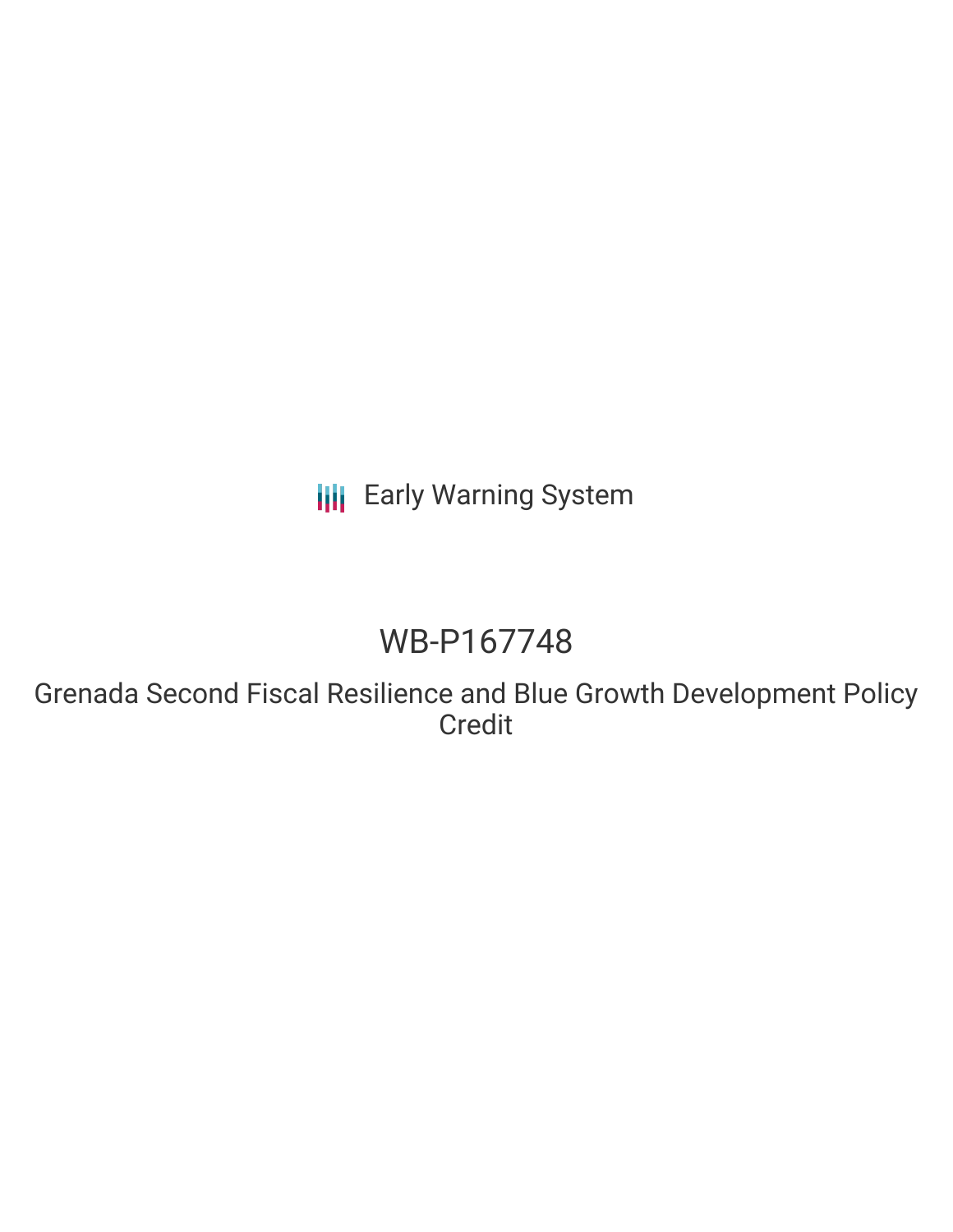Early Warning System

# WB-P167748

## Grenada Second Fiscal Resilience and Blue Growth Development Policy Credit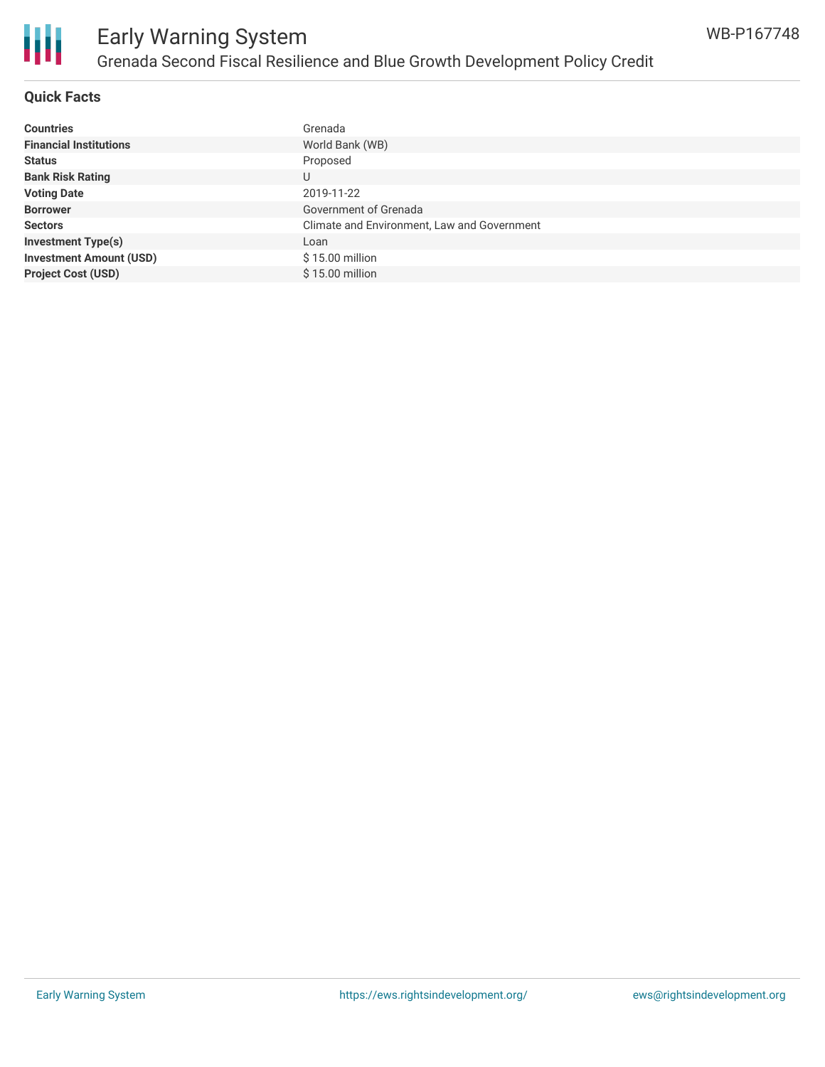# Early Warning System

## Grenada Second Fiscal Resilience and Blue Growth Development Policy Credit

WB-P167748

### Quick Facts

| | |
|---|---|
| **Countries** | Grenada |
| **Financial Institutions** | World Bank (WB) |
| **Status** | Proposed |
| **Bank Risk Rating** | U |
| **Voting Date** | 2019-11-22 |
| **Borrower** | Government of Grenada |
| **Sectors** | Climate and Environment, Law and Government |
| **Investment Type(s)** | Loan |
| **Investment Amount (USD)** | $ 15.00 million |
| **Project Cost (USD)** | $ 15.00 million |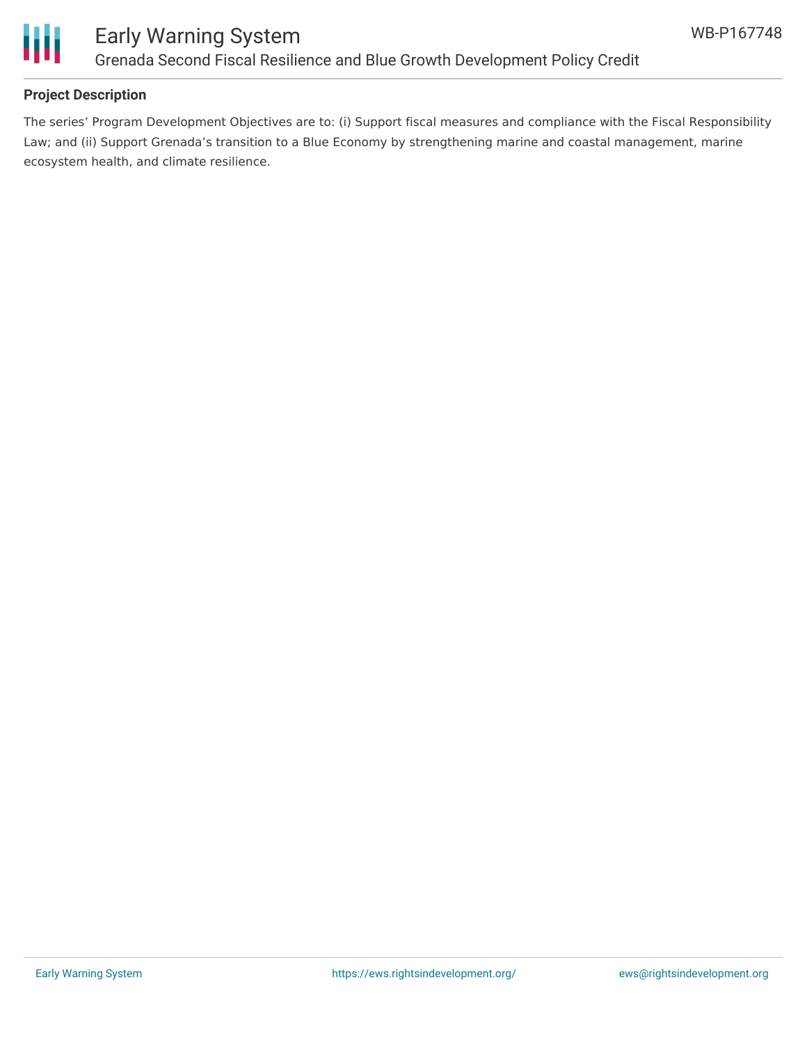**Project Description**

The series' Program Development Objectives are to: (i) Support fiscal measures and compliance with the Fiscal Responsibility Law; and (ii) Support Grenada's transition to a Blue Economy by strengthening marine and coastal management, marine ecosystem health, and climate resilience.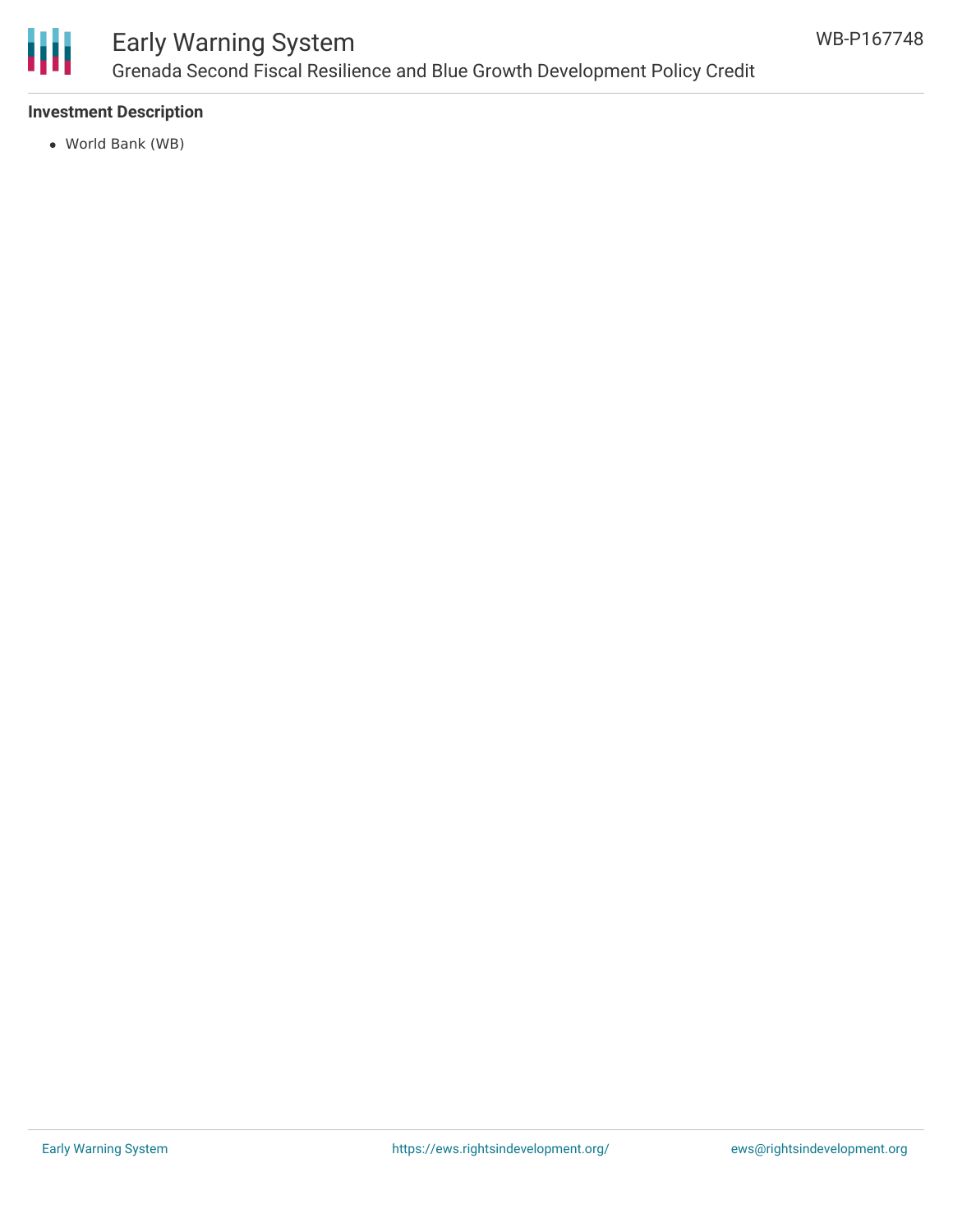**Investment Description**

- World Bank (WB)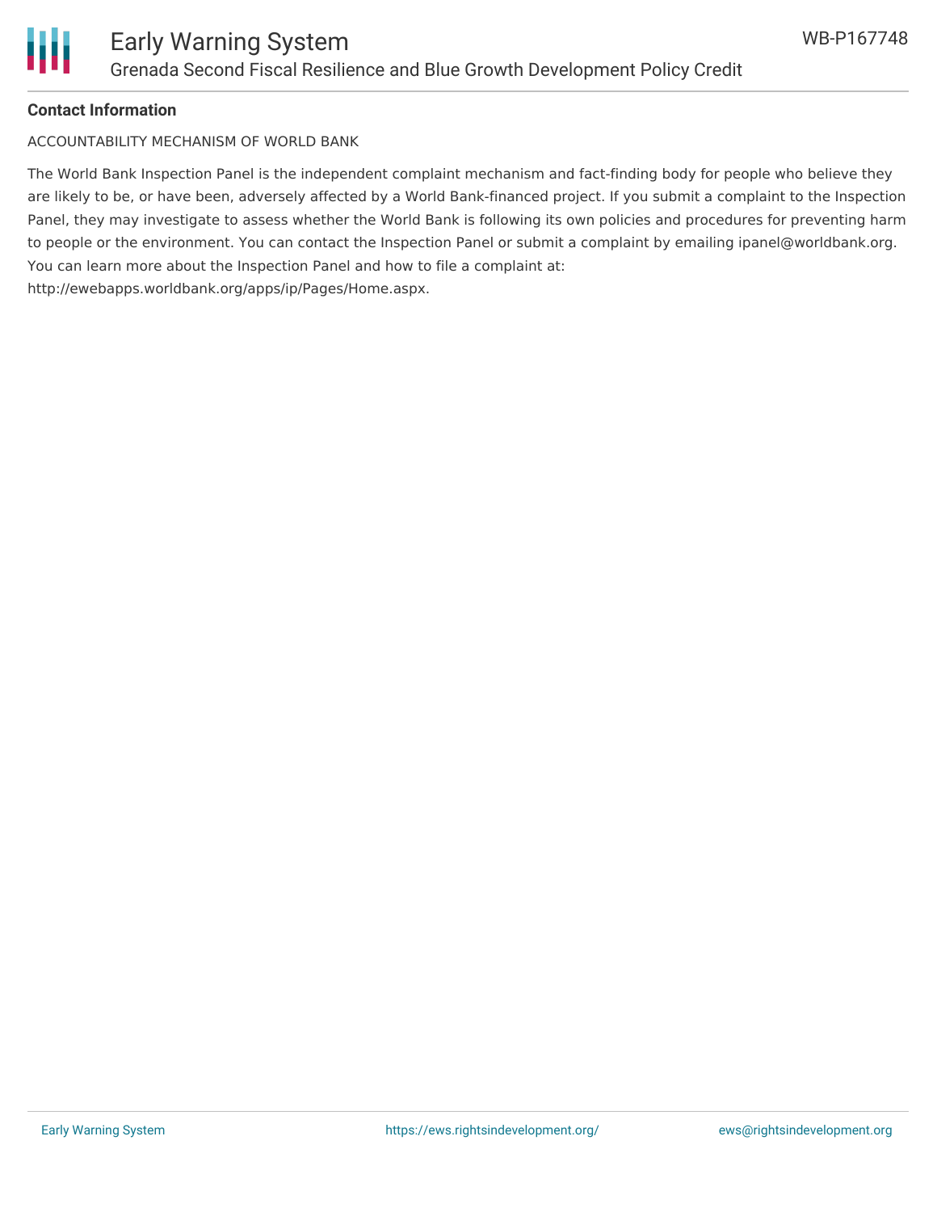**Contact Information**

ACCOUNTABILITY MECHANISM OF WORLD BANK

The World Bank Inspection Panel is the independent complaint mechanism and fact-finding body for people who believe they are likely to be, or have been, adversely affected by a World Bank-financed project. If you submit a complaint to the Inspection Panel, they may investigate to assess whether the World Bank is following its own policies and procedures for preventing harm to people or the environment. You can contact the Inspection Panel or submit a complaint by emailing ipanel@worldbank.org. You can learn more about the Inspection Panel and how to file a complaint at: http://ewebapps.worldbank.org/apps/ip/Pages/Home.aspx.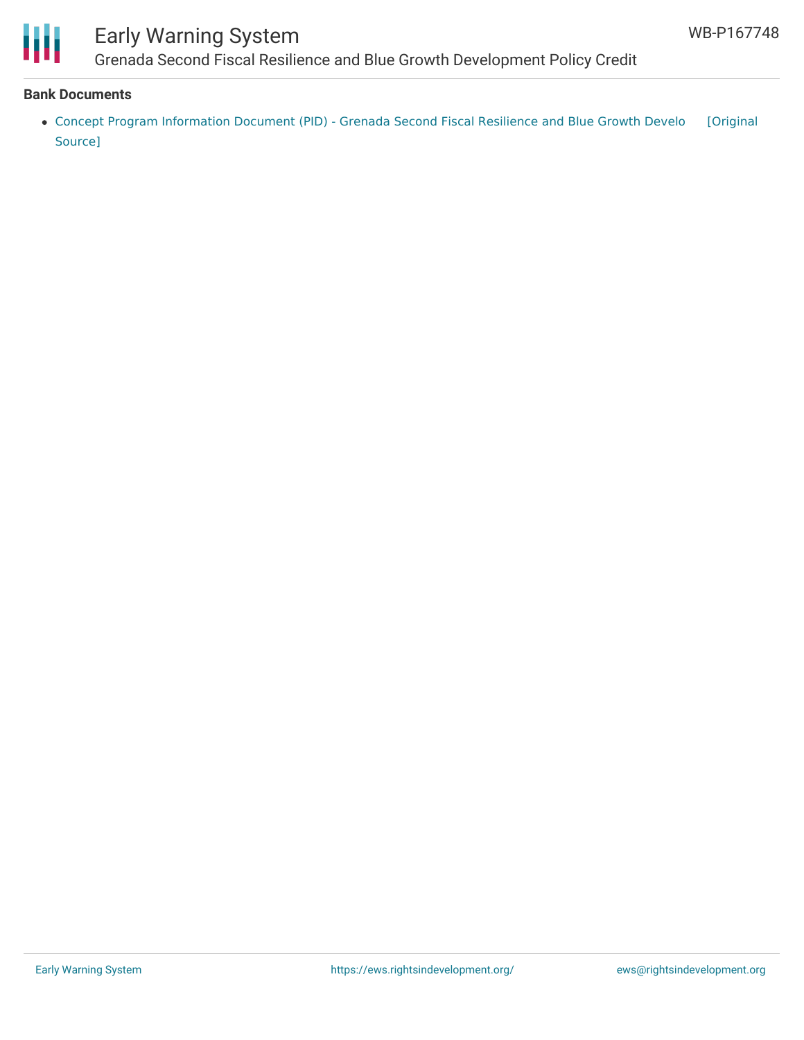## Bank Documents

- Concept Program Information Document (PID) - Grenada Second Fiscal Resilience and Blue Growth Develo [Original Source]